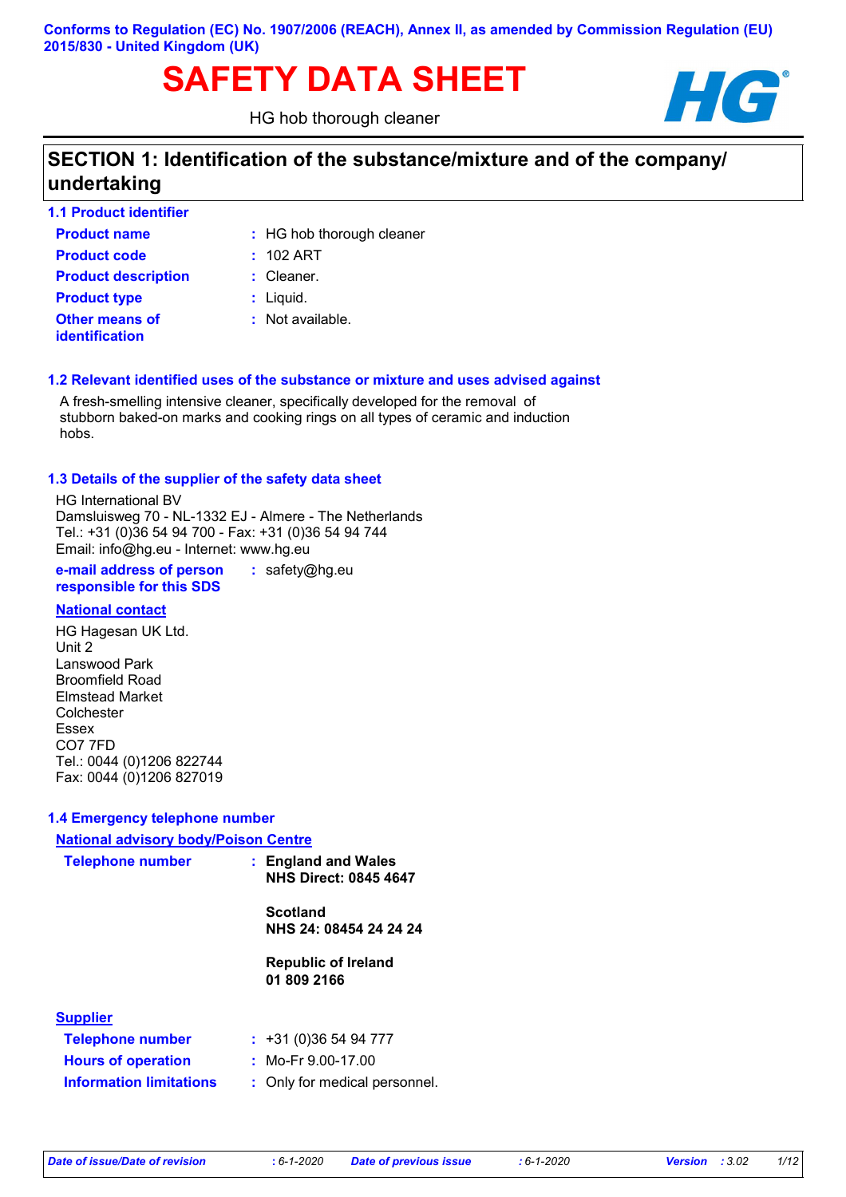Conforms to Regulation (EC) No. 1907/2006 (REACH), Annex II, as amended by Commission Regulation (EU) 2015/830 - United Kingdom (UK)

# SAFETY DATA SHEET

HG hob thorough cleaner

## SECTION 1: Identification of the substance/mixture and of the company/ undertaking

### 1.1 Product identifier

| | |
|---|---|
| **Product name** | : HG hob thorough cleaner |
| **Product code** | : 102 ART |
| **Product description** | : Cleaner. |
| **Product type** | : Liquid. |
| **Other means of identification** | : Not available. |

### 1.2 Relevant identified uses of the substance or mixture and uses advised against

A fresh-smelling intensive cleaner, specifically developed for the removal of stubborn baked-on marks and cooking rings on all types of ceramic and induction hobs.

### 1.3 Details of the supplier of the safety data sheet

HG International BV
Damsluisweg 70 - NL-1332 EJ - Almere - The Netherlands
Tel.: +31 (0)36 54 94 700 - Fax: +31 (0)36 54 94 744
Email: info@hg.eu - Internet: www.hg.eu

**e-mail address of person responsible for this SDS** : safety@hg.eu

**National contact**

HG Hagesan UK Ltd.
Unit 2
Lanswood Park
Broomfield Road
Elmstead Market
Colchester
Essex
CO7 7FD
Tel.: 0044 (0)1206 822744
Fax: 0044 (0)1206 827019

### 1.4 Emergency telephone number

**National advisory body/Poison Centre**

**Telephone number** :
**England and Wales**
**NHS Direct: 0845 4647**

**Scotland**
**NHS 24: 08454 24 24 24**

**Republic of Ireland**
**01 809 2166**

**Supplier**

| | |
|---|---|
| **Telephone number** | : +31 (0)36 54 94 777 |
| **Hours of operation** | : Mo-Fr 9.00-17.00 |
| **Information limitations** | : Only for medical personnel. |

*Date of issue/Date of revision* : 6-1-2020 *Date of previous issue* : 6-1-2020 *Version* : 3.02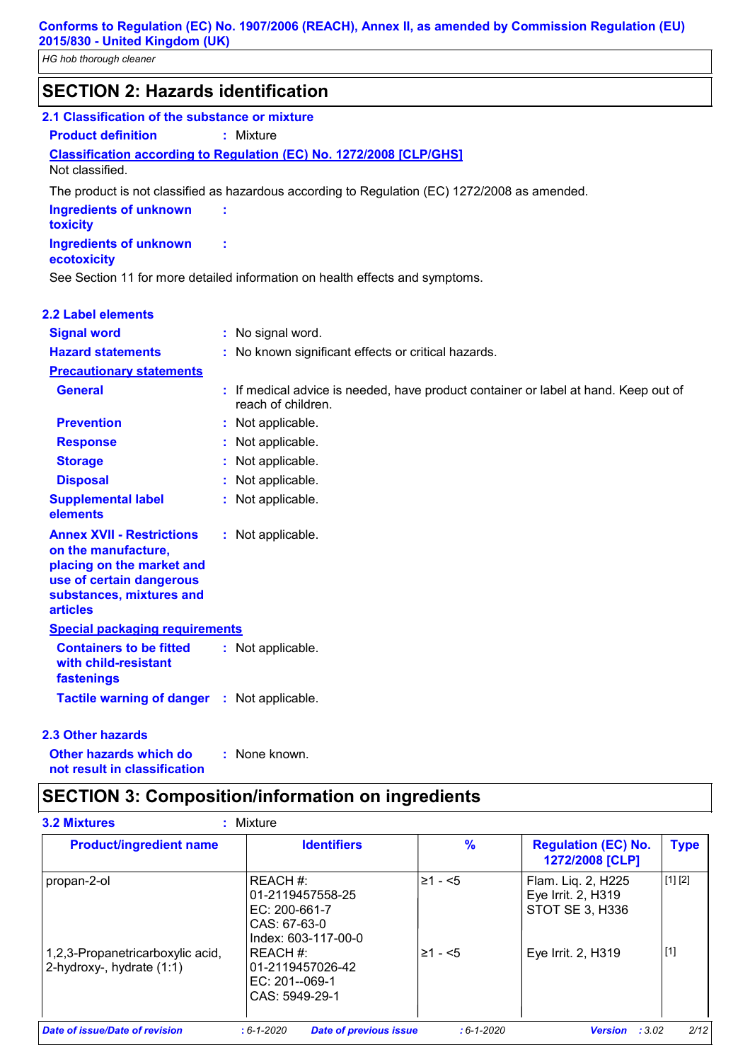## SECTION 2: Hazards identification

### 2.1 Classification of the substance or mixture

**Product definition** : Mixture

**Classification according to Regulation (EC) No. 1272/2008 [CLP/GHS]**

Not classified.

The product is not classified as hazardous according to Regulation (EC) 1272/2008 as amended.

**Ingredients of unknown toxicity** :

**Ingredients of unknown ecotoxicity** :

See Section 11 for more detailed information on health effects and symptoms.

### 2.2 Label elements

**Signal word** : No signal word.

**Hazard statements** : No known significant effects or critical hazards.

**Precautionary statements**

**General** : If medical advice is needed, have product container or label at hand. Keep out of reach of children.

**Prevention** : Not applicable.

**Response** : Not applicable.

**Storage** : Not applicable.

**Disposal** : Not applicable.

**Supplemental label elements** : Not applicable.

**Annex XVII - Restrictions on the manufacture, placing on the market and use of certain dangerous substances, mixtures and articles** : Not applicable.

**Special packaging requirements**

**Containers to be fitted with child-resistant fastenings** : Not applicable.

**Tactile warning of danger** : Not applicable.

### 2.3 Other hazards

**Other hazards which do not result in classification** : None known.

## SECTION 3: Composition/information on ingredients

### 3.2 Mixtures : Mixture

| Product/ingredient name | Identifiers | % | Regulation (EC) No. 1272/2008 [CLP] | Type |
|---|---|---|---|---|
| propan-2-ol | REACH #: 01-2119457558-25<br>EC: 200-661-7<br>CAS: 67-63-0<br>Index: 603-117-00-0 | ≥1 - <5 | Flam. Liq. 2, H225<br>Eye Irrit. 2, H319<br>STOT SE 3, H336 | [1] [2] |
| 1,2,3-Propanetricarboxylic acid, 2-hydroxy-, hydrate (1:1) | REACH #: 01-2119457026-42<br>EC: 201--069-1<br>CAS: 5949-29-1 | ≥1 - <5 | Eye Irrit. 2, H319 | [1] |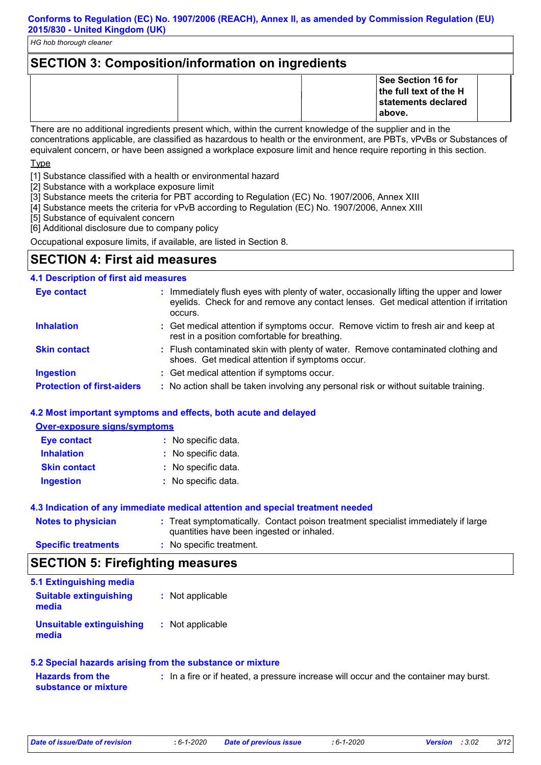## SECTION 3: Composition/information on ingredients

| | | | See Section 16 for the full text of the H statements declared above. | |
|---|---|---|---|---|

There are no additional ingredients present which, within the current knowledge of the supplier and in the concentrations applicable, are classified as hazardous to health or the environment, are PBTs, vPvBs or Substances of equivalent concern, or have been assigned a workplace exposure limit and hence require reporting in this section.

Type

[1] Substance classified with a health or environmental hazard
[2] Substance with a workplace exposure limit
[3] Substance meets the criteria for PBT according to Regulation (EC) No. 1907/2006, Annex XIII
[4] Substance meets the criteria for vPvB according to Regulation (EC) No. 1907/2006, Annex XIII
[5] Substance of equivalent concern
[6] Additional disclosure due to company policy

Occupational exposure limits, if available, are listed in Section 8.

## SECTION 4: First aid measures

### 4.1 Description of first aid measures

**Eye contact** : Immediately flush eyes with plenty of water, occasionally lifting the upper and lower eyelids. Check for and remove any contact lenses. Get medical attention if irritation occurs.

**Inhalation** : Get medical attention if symptoms occur. Remove victim to fresh air and keep at rest in a position comfortable for breathing.

**Skin contact** : Flush contaminated skin with plenty of water. Remove contaminated clothing and shoes. Get medical attention if symptoms occur.

**Ingestion** : Get medical attention if symptoms occur.

**Protection of first-aiders** : No action shall be taken involving any personal risk or without suitable training.

### 4.2 Most important symptoms and effects, both acute and delayed

**Over-exposure signs/symptoms**

**Eye contact** : No specific data.

**Inhalation** : No specific data.

**Skin contact** : No specific data.

**Ingestion** : No specific data.

### 4.3 Indication of any immediate medical attention and special treatment needed

**Notes to physician** : Treat symptomatically. Contact poison treatment specialist immediately if large quantities have been ingested or inhaled.

**Specific treatments** : No specific treatment.

## SECTION 5: Firefighting measures

### 5.1 Extinguishing media

**Suitable extinguishing media** : Not applicable

**Unsuitable extinguishing media** : Not applicable

### 5.2 Special hazards arising from the substance or mixture

**Hazards from the substance or mixture** : In a fire or if heated, a pressure increase will occur and the container may burst.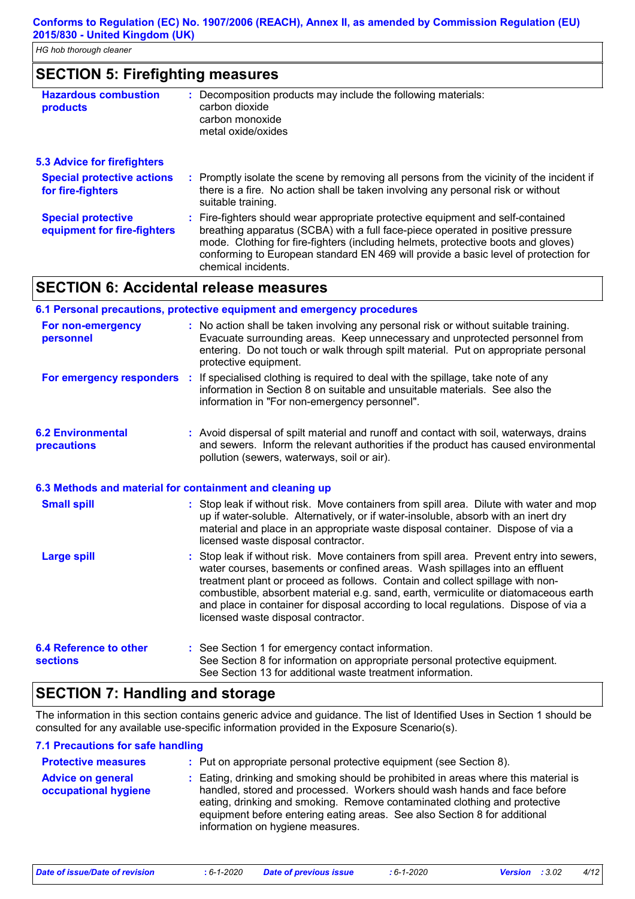## SECTION 5: Firefighting measures

**Hazardous combustion products** : Decomposition products may include the following materials:
carbon dioxide
carbon monoxide
metal oxide/oxides

### 5.3 Advice for firefighters

**Special protective actions for fire-fighters** : Promptly isolate the scene by removing all persons from the vicinity of the incident if there is a fire. No action shall be taken involving any personal risk or without suitable training.

**Special protective equipment for fire-fighters** : Fire-fighters should wear appropriate protective equipment and self-contained breathing apparatus (SCBA) with a full face-piece operated in positive pressure mode. Clothing for fire-fighters (including helmets, protective boots and gloves) conforming to European standard EN 469 will provide a basic level of protection for chemical incidents.

## SECTION 6: Accidental release measures

### 6.1 Personal precautions, protective equipment and emergency procedures

**For non-emergency personnel** : No action shall be taken involving any personal risk or without suitable training. Evacuate surrounding areas. Keep unnecessary and unprotected personnel from entering. Do not touch or walk through spilt material. Put on appropriate personal protective equipment.

**For emergency responders** : If specialised clothing is required to deal with the spillage, take note of any information in Section 8 on suitable and unsuitable materials. See also the information in "For non-emergency personnel".

### 6.2 Environmental precautions

: Avoid dispersal of spilt material and runoff and contact with soil, waterways, drains and sewers. Inform the relevant authorities if the product has caused environmental pollution (sewers, waterways, soil or air).

### 6.3 Methods and material for containment and cleaning up

**Small spill** : Stop leak if without risk. Move containers from spill area. Dilute with water and mop up if water-soluble. Alternatively, or if water-insoluble, absorb with an inert dry material and place in an appropriate waste disposal container. Dispose of via a licensed waste disposal contractor.

**Large spill** : Stop leak if without risk. Move containers from spill area. Prevent entry into sewers, water courses, basements or confined areas. Wash spillages into an effluent treatment plant or proceed as follows. Contain and collect spillage with non-combustible, absorbent material e.g. sand, earth, vermiculite or diatomaceous earth and place in container for disposal according to local regulations. Dispose of via a licensed waste disposal contractor.

### 6.4 Reference to other sections

: See Section 1 for emergency contact information.
See Section 8 for information on appropriate personal protective equipment.
See Section 13 for additional waste treatment information.

## SECTION 7: Handling and storage

The information in this section contains generic advice and guidance. The list of Identified Uses in Section 1 should be consulted for any available use-specific information provided in the Exposure Scenario(s).

### 7.1 Precautions for safe handling

**Protective measures** : Put on appropriate personal protective equipment (see Section 8).

**Advice on general occupational hygiene** : Eating, drinking and smoking should be prohibited in areas where this material is handled, stored and processed. Workers should wash hands and face before eating, drinking and smoking. Remove contaminated clothing and protective equipment before entering eating areas. See also Section 8 for additional information on hygiene measures.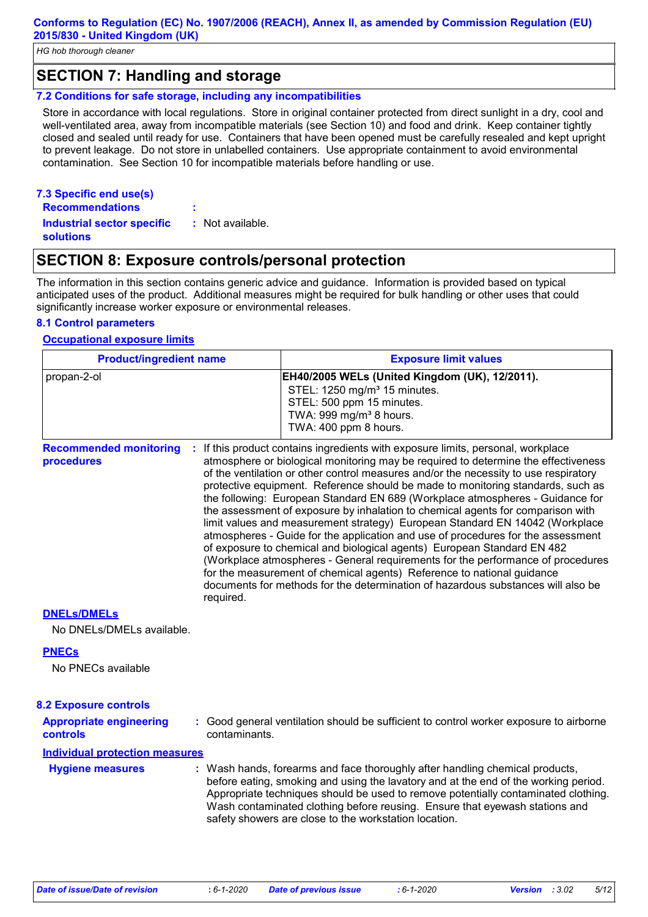## SECTION 7: Handling and storage

### 7.2 Conditions for safe storage, including any incompatibilities

Store in accordance with local regulations. Store in original container protected from direct sunlight in a dry, cool and well-ventilated area, away from incompatible materials (see Section 10) and food and drink. Keep container tightly closed and sealed until ready for use. Containers that have been opened must be carefully resealed and kept upright to prevent leakage. Do not store in unlabelled containers. Use appropriate containment to avoid environmental contamination. See Section 10 for incompatible materials before handling or use.

### 7.3 Specific end use(s)

**Recommendations** :

**Industrial sector specific solutions** : Not available.

## SECTION 8: Exposure controls/personal protection

The information in this section contains generic advice and guidance. Information is provided based on typical anticipated uses of the product. Additional measures might be required for bulk handling or other uses that could significantly increase worker exposure or environmental releases.

### 8.1 Control parameters

**Occupational exposure limits**

| Product/ingredient name | Exposure limit values |
|---|---|
| propan-2-ol | **EH40/2005 WELs (United Kingdom (UK), 12/2011).**<br>STEL: 1250 mg/m³ 15 minutes.<br>STEL: 500 ppm 15 minutes.<br>TWA: 999 mg/m³ 8 hours.<br>TWA: 400 ppm 8 hours. |

**Recommended monitoring procedures** : If this product contains ingredients with exposure limits, personal, workplace atmosphere or biological monitoring may be required to determine the effectiveness of the ventilation or other control measures and/or the necessity to use respiratory protective equipment. Reference should be made to monitoring standards, such as the following: European Standard EN 689 (Workplace atmospheres - Guidance for the assessment of exposure by inhalation to chemical agents for comparison with limit values and measurement strategy) European Standard EN 14042 (Workplace atmospheres - Guide for the application and use of procedures for the assessment of exposure to chemical and biological agents) European Standard EN 482 (Workplace atmospheres - General requirements for the performance of procedures for the measurement of chemical agents) Reference to national guidance documents for methods for the determination of hazardous substances will also be required.

**DNELs/DMELs**

No DNELs/DMELs available.

**PNECs**

No PNECs available

### 8.2 Exposure controls

**Appropriate engineering controls** : Good general ventilation should be sufficient to control worker exposure to airborne contaminants.

**Individual protection measures**

**Hygiene measures** : Wash hands, forearms and face thoroughly after handling chemical products, before eating, smoking and using the lavatory and at the end of the working period. Appropriate techniques should be used to remove potentially contaminated clothing. Wash contaminated clothing before reusing. Ensure that eyewash stations and safety showers are close to the workstation location.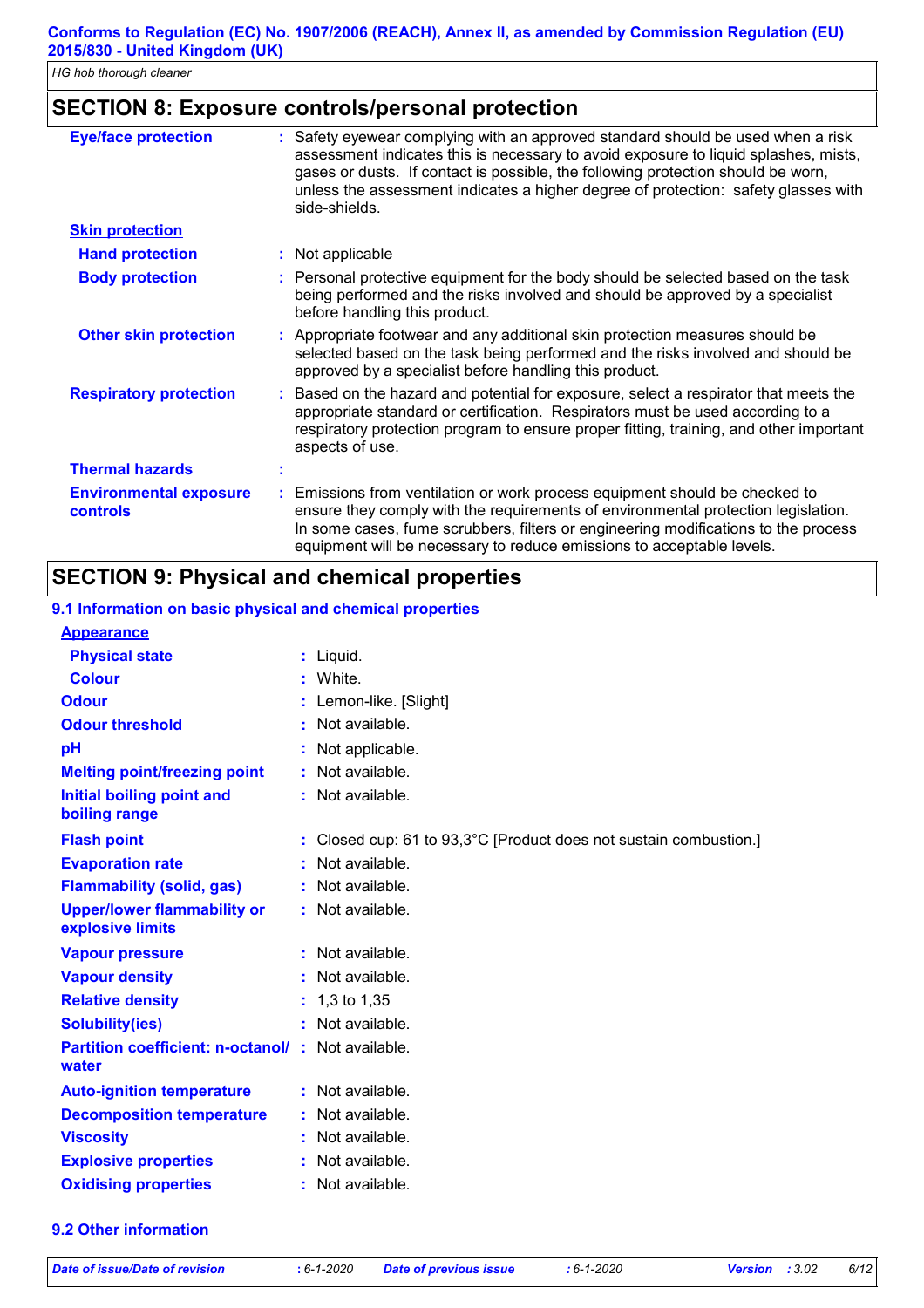## SECTION 8: Exposure controls/personal protection

| | |
|---|---|
| **Eye/face protection** | : Safety eyewear complying with an approved standard should be used when a risk assessment indicates this is necessary to avoid exposure to liquid splashes, mists, gases or dusts. If contact is possible, the following protection should be worn, unless the assessment indicates a higher degree of protection: safety glasses with side-shields. |
| **Skin protection** | |
| **Hand protection** | : Not applicable |
| **Body protection** | : Personal protective equipment for the body should be selected based on the task being performed and the risks involved and should be approved by a specialist before handling this product. |
| **Other skin protection** | : Appropriate footwear and any additional skin protection measures should be selected based on the task being performed and the risks involved and should be approved by a specialist before handling this product. |
| **Respiratory protection** | : Based on the hazard and potential for exposure, select a respirator that meets the appropriate standard or certification. Respirators must be used according to a respiratory protection program to ensure proper fitting, training, and other important aspects of use. |
| **Thermal hazards** | : |
| **Environmental exposure controls** | : Emissions from ventilation or work process equipment should be checked to ensure they comply with the requirements of environmental protection legislation. In some cases, fume scrubbers, filters or engineering modifications to the process equipment will be necessary to reduce emissions to acceptable levels. |

## SECTION 9: Physical and chemical properties

### 9.1 Information on basic physical and chemical properties

| | |
|---|---|
| **Appearance** | |
| **Physical state** | : Liquid. |
| **Colour** | : White. |
| **Odour** | : Lemon-like. [Slight] |
| **Odour threshold** | : Not available. |
| **pH** | : Not applicable. |
| **Melting point/freezing point** | : Not available. |
| **Initial boiling point and boiling range** | : Not available. |
| **Flash point** | : Closed cup: 61 to 93,3°C [Product does not sustain combustion.] |
| **Evaporation rate** | : Not available. |
| **Flammability (solid, gas)** | : Not available. |
| **Upper/lower flammability or explosive limits** | : Not available. |
| **Vapour pressure** | : Not available. |
| **Vapour density** | : Not available. |
| **Relative density** | : 1,3 to 1,35 |
| **Solubility(ies)** | : Not available. |
| **Partition coefficient: n-octanol/water** | : Not available. |
| **Auto-ignition temperature** | : Not available. |
| **Decomposition temperature** | : Not available. |
| **Viscosity** | : Not available. |
| **Explosive properties** | : Not available. |
| **Oxidising properties** | : Not available. |

### 9.2 Other information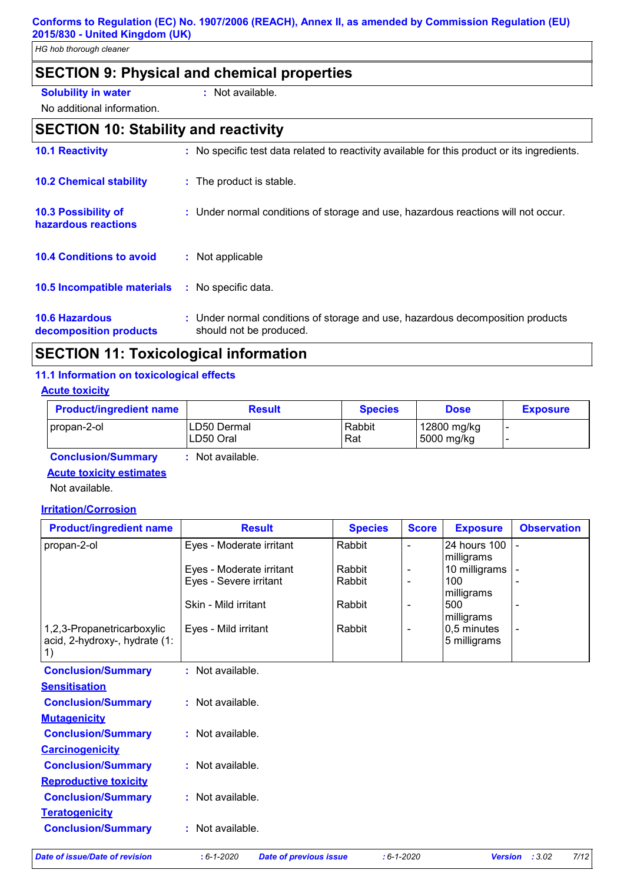## SECTION 9: Physical and chemical properties

**Solubility in water** : Not available.

No additional information.

## SECTION 10: Stability and reactivity

**10.1 Reactivity** : No specific test data related to reactivity available for this product or its ingredients.

**10.2 Chemical stability** : The product is stable.

**10.3 Possibility of hazardous reactions** : Under normal conditions of storage and use, hazardous reactions will not occur.

**10.4 Conditions to avoid** : Not applicable

**10.5 Incompatible materials** : No specific data.

**10.6 Hazardous decomposition products** : Under normal conditions of storage and use, hazardous decomposition products should not be produced.

## SECTION 11: Toxicological information

### 11.1 Information on toxicological effects

**Acute toxicity**

| Product/ingredient name | Result | Species | Dose | Exposure |
|---|---|---|---|---|
| propan-2-ol | LD50 Dermal<br>LD50 Oral | Rabbit<br>Rat | 12800 mg/kg<br>5000 mg/kg | -<br>- |

**Conclusion/Summary** : Not available.

**Acute toxicity estimates**

Not available.

**Irritation/Corrosion**

| Product/ingredient name | Result | Species | Score | Exposure | Observation |
|---|---|---|---|---|---|
| propan-2-ol | Eyes - Moderate irritant | Rabbit | - | 24 hours 100 milligrams | - |
| | Eyes - Moderate irritant | Rabbit | - | 10 milligrams | - |
| | Eyes - Severe irritant | Rabbit | - | 100 milligrams | - |
| | Skin - Mild irritant | Rabbit | - | 500 milligrams | - |
| 1,2,3-Propanetricarboxylic acid, 2-hydroxy-, hydrate (1:1) | Eyes - Mild irritant | Rabbit | - | 0,5 minutes 5 milligrams | - |

**Conclusion/Summary** : Not available.

**Sensitisation**

**Conclusion/Summary** : Not available.

**Mutagenicity**

**Conclusion/Summary** : Not available.

**Carcinogenicity**

**Conclusion/Summary** : Not available.

**Reproductive toxicity**

**Conclusion/Summary** : Not available.

**Teratogenicity**

**Conclusion/Summary** : Not available.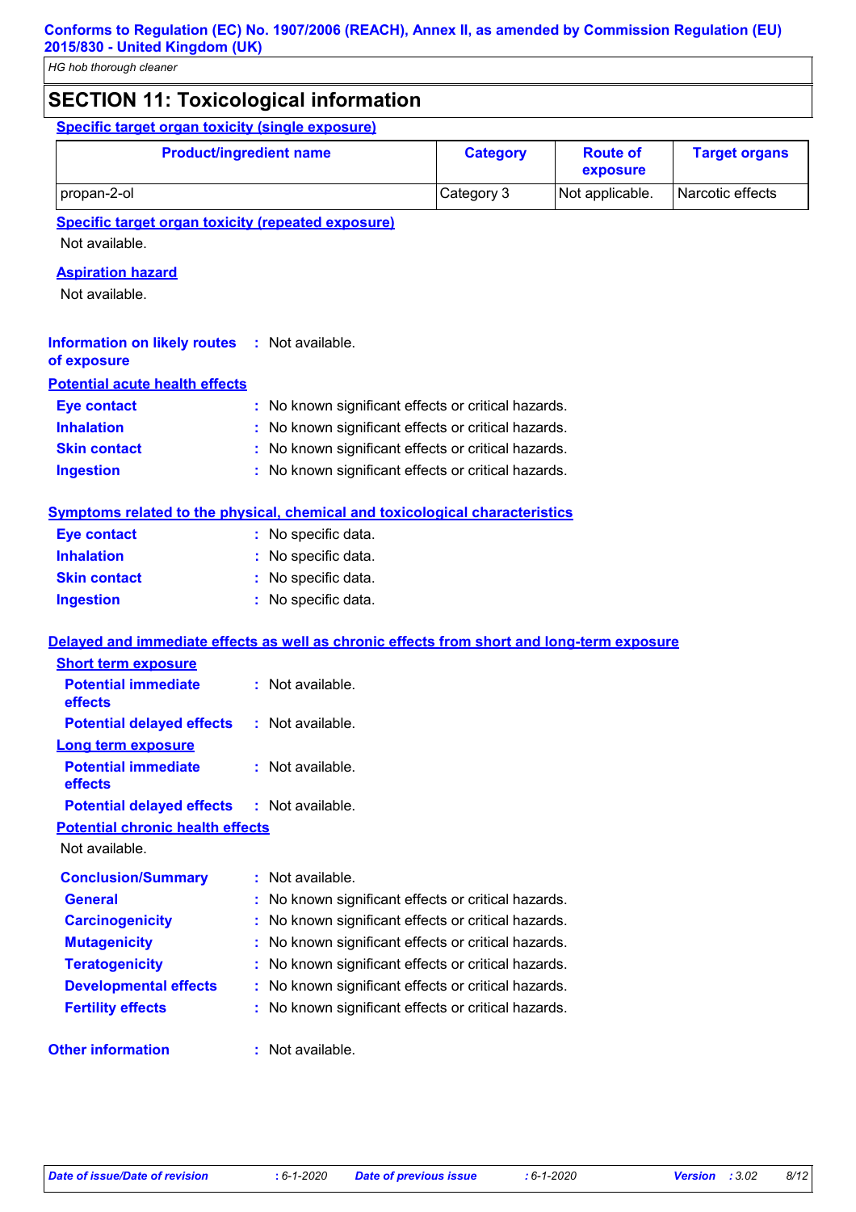## SECTION 11: Toxicological information

**Specific target organ toxicity (single exposure)**

| Product/ingredient name | Category | Route of exposure | Target organs |
|---|---|---|---|
| propan-2-ol | Category 3 | Not applicable. | Narcotic effects |

**Specific target organ toxicity (repeated exposure)**

Not available.

**Aspiration hazard**

Not available.

**Information on likely routes of exposure** : Not available.

**Potential acute health effects**

- **Eye contact** : No known significant effects or critical hazards.
- **Inhalation** : No known significant effects or critical hazards.
- **Skin contact** : No known significant effects or critical hazards.
- **Ingestion** : No known significant effects or critical hazards.

**Symptoms related to the physical, chemical and toxicological characteristics**

- **Eye contact** : No specific data.
- **Inhalation** : No specific data.
- **Skin contact** : No specific data.
- **Ingestion** : No specific data.

**Delayed and immediate effects as well as chronic effects from short and long-term exposure**

**Short term exposure**

- **Potential immediate effects** : Not available.
- **Potential delayed effects** : Not available.

**Long term exposure**

- **Potential immediate effects** : Not available.
- **Potential delayed effects** : Not available.

**Potential chronic health effects**

Not available.

- **Conclusion/Summary** : Not available.
- **General** : No known significant effects or critical hazards.
- **Carcinogenicity** : No known significant effects or critical hazards.
- **Mutagenicity** : No known significant effects or critical hazards.
- **Teratogenicity** : No known significant effects or critical hazards.
- **Developmental effects** : No known significant effects or critical hazards.
- **Fertility effects** : No known significant effects or critical hazards.

**Other information** : Not available.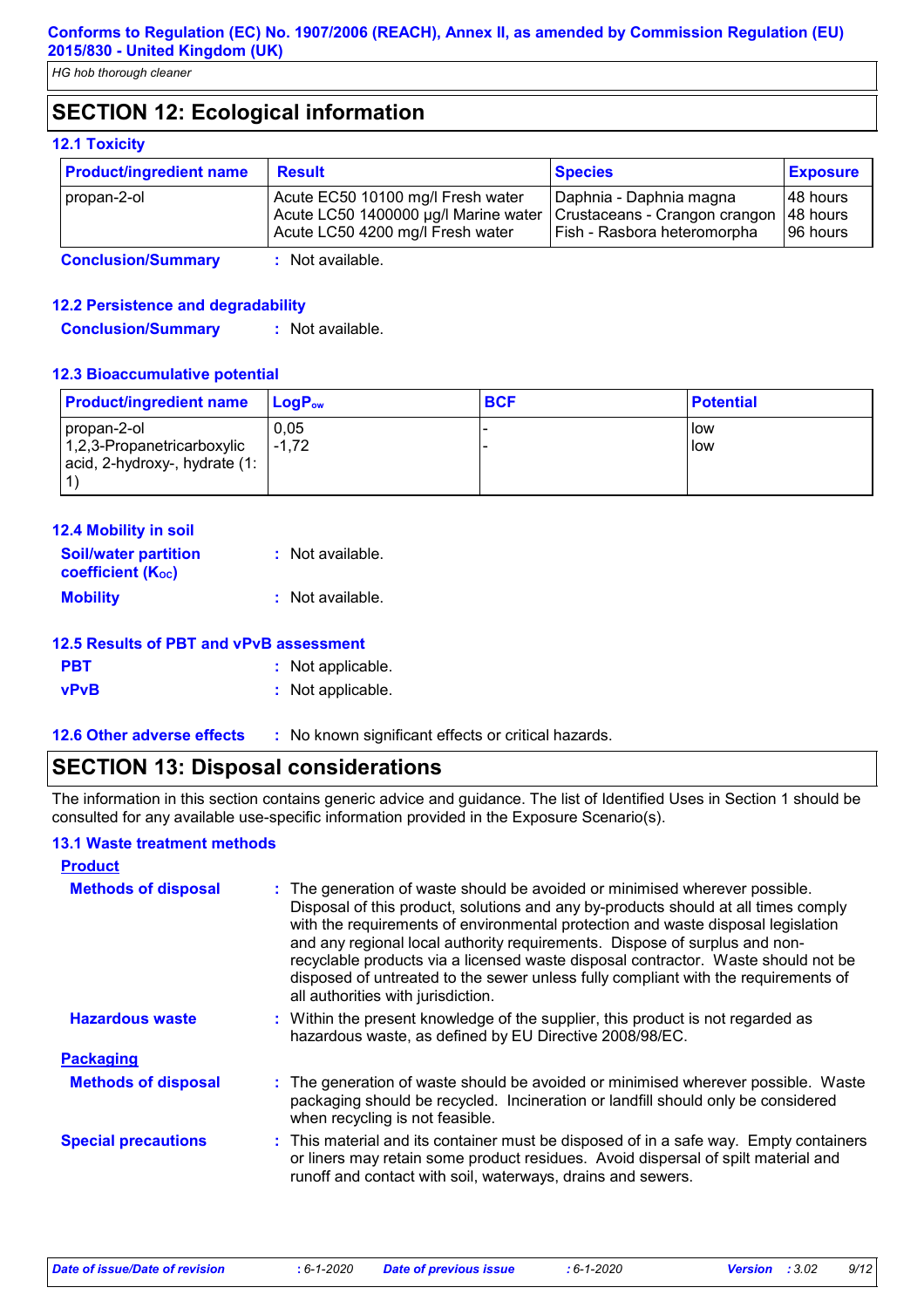## SECTION 12: Ecological information

### 12.1 Toxicity

| Product/ingredient name | Result | Species | Exposure |
|---|---|---|---|
| propan-2-ol | Acute EC50 10100 mg/l Fresh water<br>Acute LC50 1400000 µg/l Marine water<br>Acute LC50 4200 mg/l Fresh water | Daphnia - Daphnia magna<br>Crustaceans - Crangon crangon<br>Fish - Rasbora heteromorpha | 48 hours<br>48 hours<br>96 hours |

**Conclusion/Summary** : Not available.

### 12.2 Persistence and degradability

**Conclusion/Summary** : Not available.

### 12.3 Bioaccumulative potential

| Product/ingredient name | $LogP_{ow}$ | BCF | Potential |
|---|---|---|---|
| propan-2-ol | 0,05 | - | low |
| 1,2,3-Propanetricarboxylic acid, 2-hydroxy-, hydrate (1: 1) | -1,72 | - | low |

### 12.4 Mobility in soil

**Soil/water partition coefficient ($K_{OC}$)** : Not available.

**Mobility** : Not available.

### 12.5 Results of PBT and vPvB assessment

**PBT** : Not applicable.

**vPvB** : Not applicable.

### 12.6 Other adverse effects : No known significant effects or critical hazards.

## SECTION 13: Disposal considerations

The information in this section contains generic advice and guidance. The list of Identified Uses in Section 1 should be consulted for any available use-specific information provided in the Exposure Scenario(s).

### 13.1 Waste treatment methods

**Product**

**Methods of disposal** : The generation of waste should be avoided or minimised wherever possible. Disposal of this product, solutions and any by-products should at all times comply with the requirements of environmental protection and waste disposal legislation and any regional local authority requirements. Dispose of surplus and non-recyclable products via a licensed waste disposal contractor. Waste should not be disposed of untreated to the sewer unless fully compliant with the requirements of all authorities with jurisdiction.

**Hazardous waste** : Within the present knowledge of the supplier, this product is not regarded as hazardous waste, as defined by EU Directive 2008/98/EC.

**Packaging**

**Methods of disposal** : The generation of waste should be avoided or minimised wherever possible. Waste packaging should be recycled. Incineration or landfill should only be considered when recycling is not feasible.

**Special precautions** : This material and its container must be disposed of in a safe way. Empty containers or liners may retain some product residues. Avoid dispersal of spilt material and runoff and contact with soil, waterways, drains and sewers.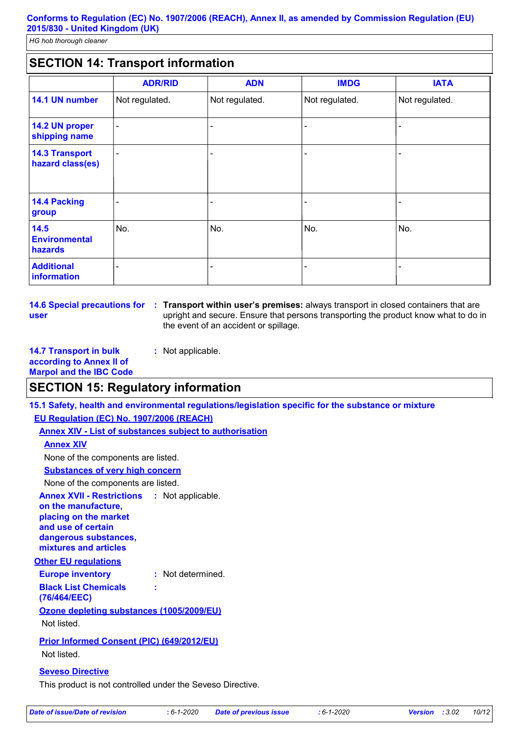## SECTION 14: Transport information

| | ADR/RID | ADN | IMDG | IATA |
|---|---|---|---|---|
| **14.1 UN number** | Not regulated. | Not regulated. | Not regulated. | Not regulated. |
| **14.2 UN proper shipping name** | - | - | - | - |
| **14.3 Transport hazard class(es)** | - | - | - | - |
| **14.4 Packing group** | - | - | - | - |
| **14.5 Environmental hazards** | No. | No. | No. | No. |
| **Additional information** | - | - | - | - |

**14.6 Special precautions for user** : **Transport within user's premises:** always transport in closed containers that are upright and secure. Ensure that persons transporting the product know what to do in the event of an accident or spillage.

**14.7 Transport in bulk according to Annex II of Marpol and the IBC Code** : Not applicable.

## SECTION 15: Regulatory information

**15.1 Safety, health and environmental regulations/legislation specific for the substance or mixture**

**EU Regulation (EC) No. 1907/2006 (REACH)**

**Annex XIV - List of substances subject to authorisation**

**Annex XIV**

None of the components are listed.

**Substances of very high concern**

None of the components are listed.

**Annex XVII - Restrictions on the manufacture, placing on the market and use of certain dangerous substances, mixtures and articles** : Not applicable.

**Other EU regulations**

**Europe inventory** : Not determined.

**Black List Chemicals (76/464/EEC)** :

**Ozone depleting substances (1005/2009/EU)**

Not listed.

**Prior Informed Consent (PIC) (649/2012/EU)**

Not listed.

**Seveso Directive**

This product is not controlled under the Seveso Directive.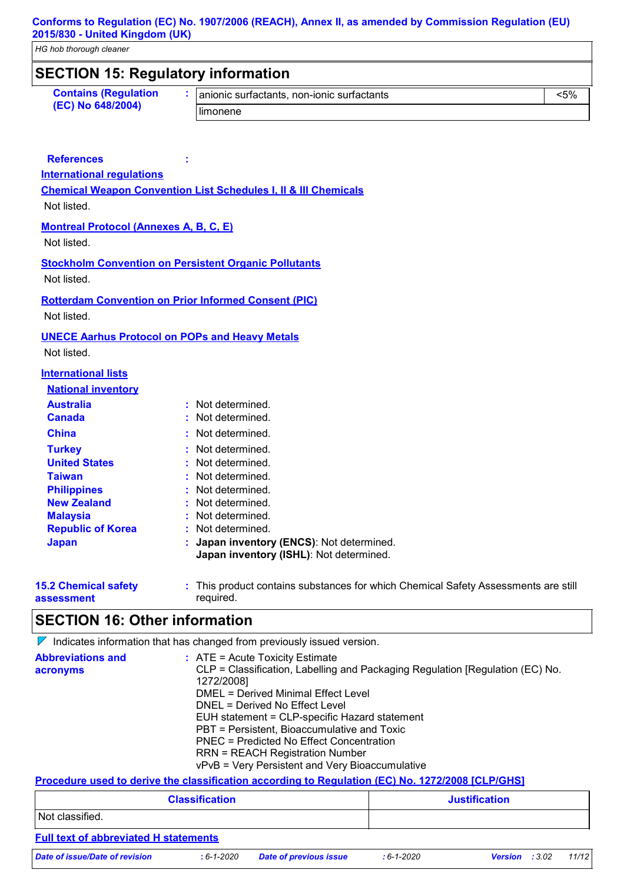## SECTION 15: Regulatory information

| **Contains (Regulation (EC) No 648/2004)** | : | anionic surfactants, non-ionic surfactants | <5% |
|---|---|---|---|
| | | limonene | |

**References** :

**International regulations**

**Chemical Weapon Convention List Schedules I, II & III Chemicals**

Not listed.

**Montreal Protocol (Annexes A, B, C, E)**

Not listed.

**Stockholm Convention on Persistent Organic Pollutants**

Not listed.

**Rotterdam Convention on Prior Informed Consent (PIC)**

Not listed.

**UNECE Aarhus Protocol on POPs and Heavy Metals**

Not listed.

**International lists**

**National inventory**

**Australia** : Not determined.
**Canada** : Not determined.
**China** : Not determined.
**Turkey** : Not determined.
**United States** : Not determined.
**Taiwan** : Not determined.
**Philippines** : Not determined.
**New Zealand** : Not determined.
**Malaysia** : Not determined.
**Republic of Korea** : Not determined.
**Japan** : **Japan inventory (ENCS)**: Not determined.
**Japan inventory (ISHL)**: Not determined.

**15.2 Chemical safety assessment** : This product contains substances for which Chemical Safety Assessments are still required.

## SECTION 16: Other information

Indicates information that has changed from previously issued version.

**Abbreviations and acronyms** : ATE = Acute Toxicity Estimate
CLP = Classification, Labelling and Packaging Regulation [Regulation (EC) No. 1272/2008]
DMEL = Derived Minimal Effect Level
DNEL = Derived No Effect Level
EUH statement = CLP-specific Hazard statement
PBT = Persistent, Bioaccumulative and Toxic
PNEC = Predicted No Effect Concentration
RRN = REACH Registration Number
vPvB = Very Persistent and Very Bioaccumulative

**Procedure used to derive the classification according to Regulation (EC) No. 1272/2008 [CLP/GHS]**

| Classification | Justification |
|---|---|
| Not classified. | |

**Full text of abbreviated H statements**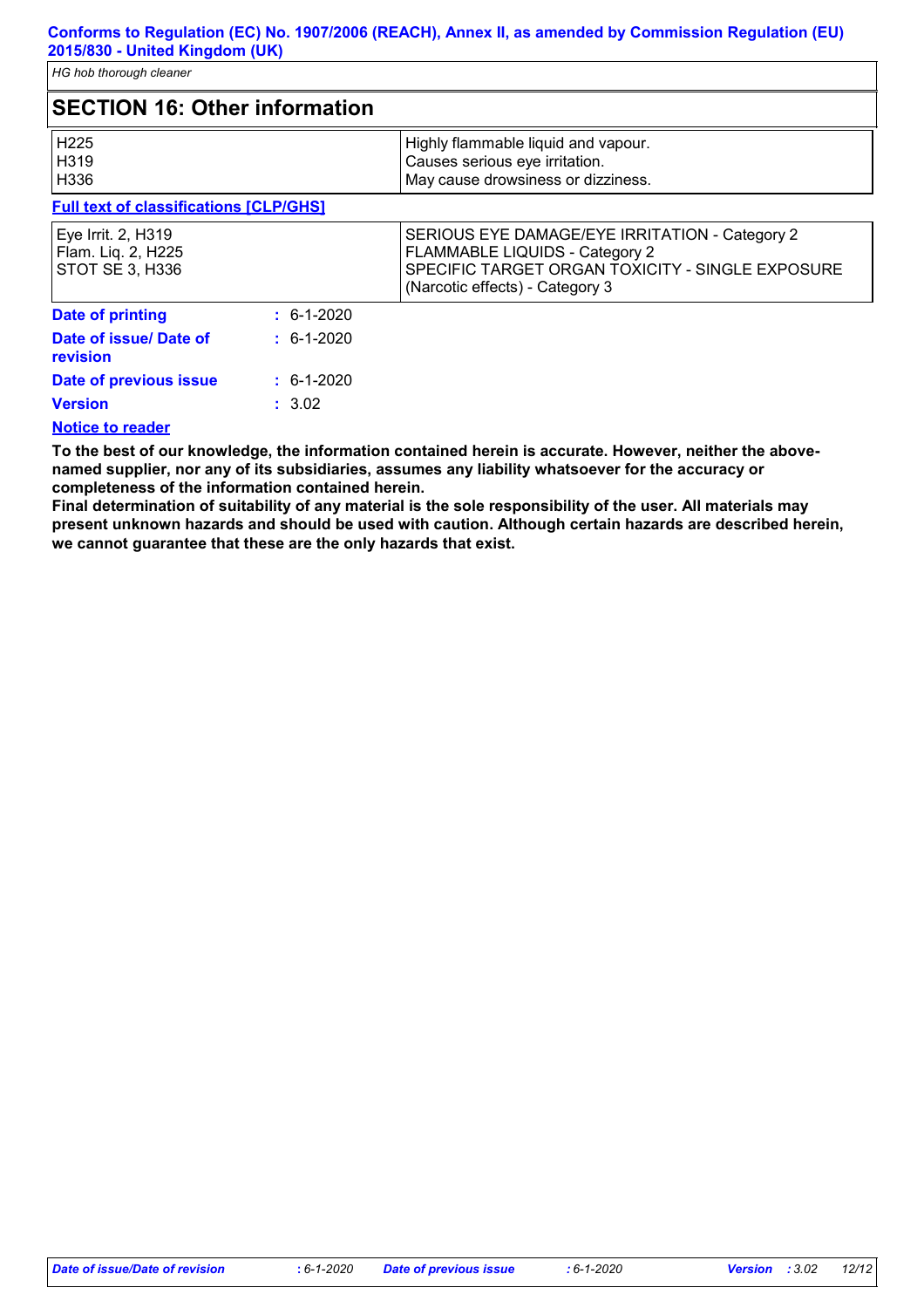## SECTION 16: Other information

| | |
|---|---|
| H225<br>H319<br>H336 | Highly flammable liquid and vapour.<br>Causes serious eye irritation.<br>May cause drowsiness or dizziness. |

**Full text of classifications [CLP/GHS]**

| | |
|---|---|
| Eye Irrit. 2, H319<br>Flam. Liq. 2, H225<br>STOT SE 3, H336 | SERIOUS EYE DAMAGE/EYE IRRITATION - Category 2<br>FLAMMABLE LIQUIDS - Category 2<br>SPECIFIC TARGET ORGAN TOXICITY - SINGLE EXPOSURE (Narcotic effects) - Category 3 |

**Date of printing** : 6-1-2020

**Date of issue/ Date of revision** : 6-1-2020

**Date of previous issue** : 6-1-2020

**Version** : 3.02

**Notice to reader**

**To the best of our knowledge, the information contained herein is accurate. However, neither the above-named supplier, nor any of its subsidiaries, assumes any liability whatsoever for the accuracy or completeness of the information contained herein.**
**Final determination of suitability of any material is the sole responsibility of the user. All materials may present unknown hazards and should be used with caution. Although certain hazards are described herein, we cannot guarantee that these are the only hazards that exist.**